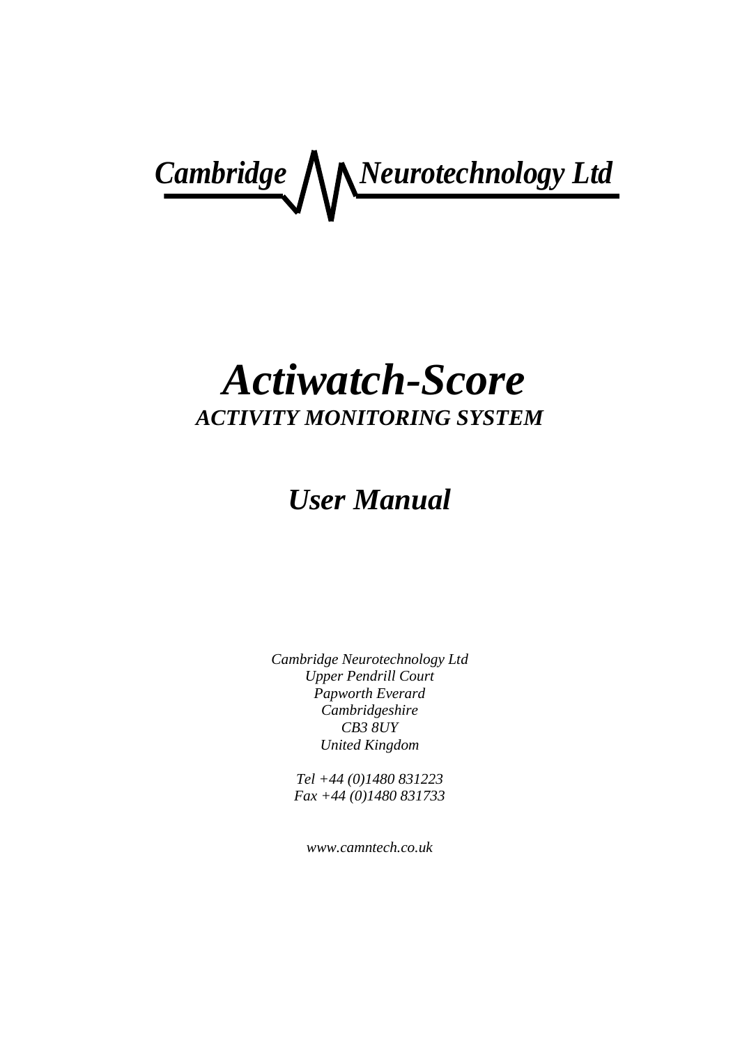*Cambridge Neurotechnology Ltd*

# *Actiwatch-Score*

***ACTIVITY MONITORING SYSTEM***

## *User Manual*

*Cambridge Neurotechnology Ltd*
*Upper Pendrill Court*
*Papworth Everard*
*Cambridgeshire*
*CB3 8UY*
*United Kingdom*

*Tel +44 (0)1480 831223*
*Fax +44 (0)1480 831733*

*www.camntech.co.uk*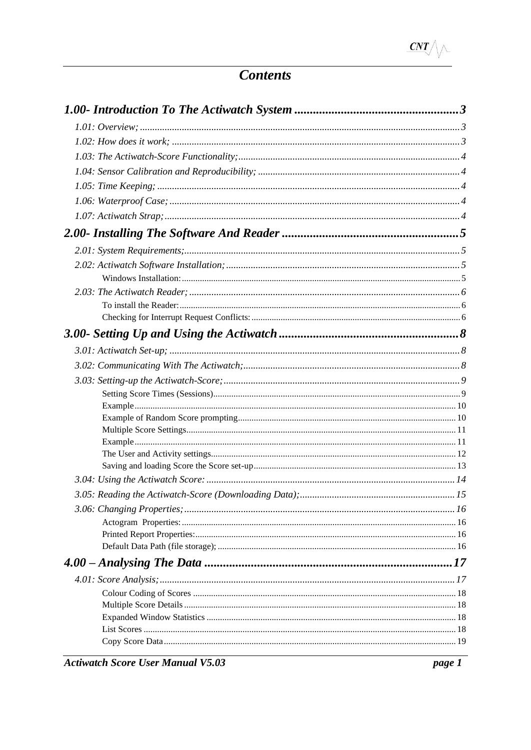# Contents

**1.00- Introduction To The Actiwatch System** ..................................................... 3

*1.01: Overview;* ..................................................... 3

*1.02: How does it work;* ..................................................... 3

*1.03: The Actiwatch-Score Functionality;* ..................................................... 4

*1.04: Sensor Calibration and Reproducibility;* ..................................................... 4

*1.05: Time Keeping;* ..................................................... 4

*1.06: Waterproof Case;* ..................................................... 4

*1.07: Actiwatch Strap;* ..................................................... 4

**2.00- Installing The Software And Reader** ..................................................... 5

*2.01: System Requirements;* ..................................................... 5

*2.02: Actiwatch Software Installation;* ..................................................... 5

Windows Installation: ..................................................... 5

*2.03: The Actiwatch Reader;* ..................................................... 6

To install the Reader: ..................................................... 6

Checking for Interrupt Request Conflicts: ..................................................... 6

**3.00- Setting Up and Using the Actiwatch** ..................................................... 8

*3.01: Actiwatch Set-up;* ..................................................... 8

*3.02: Communicating With The Actiwatch;* ..................................................... 8

*3.03: Setting-up the Actiwatch-Score;* ..................................................... 9

Setting Score Times (Sessions) ..................................................... 9

Example ..................................................... 10

Example of Random Score prompting ..................................................... 10

Multiple Score Settings ..................................................... 11

Example ..................................................... 11

The User and Activity settings ..................................................... 12

Saving and loading Score the Score set-up ..................................................... 13

*3.04: Using the Actiwatch Score:* ..................................................... 14

*3.05: Reading the Actiwatch-Score (Downloading Data);* ..................................................... 15

*3.06: Changing Properties;* ..................................................... 16

Actogram Properties: ..................................................... 16

Printed Report Properties: ..................................................... 16

Default Data Path (file storage); ..................................................... 16

**4.00 – Analysing The Data** ..................................................... 17

*4.01: Score Analysis;* ..................................................... 17

Colour Coding of Scores ..................................................... 18

Multiple Score Details ..................................................... 18

Expanded Window Statistics ..................................................... 18

List Scores ..................................................... 18

Copy Score Data ..................................................... 19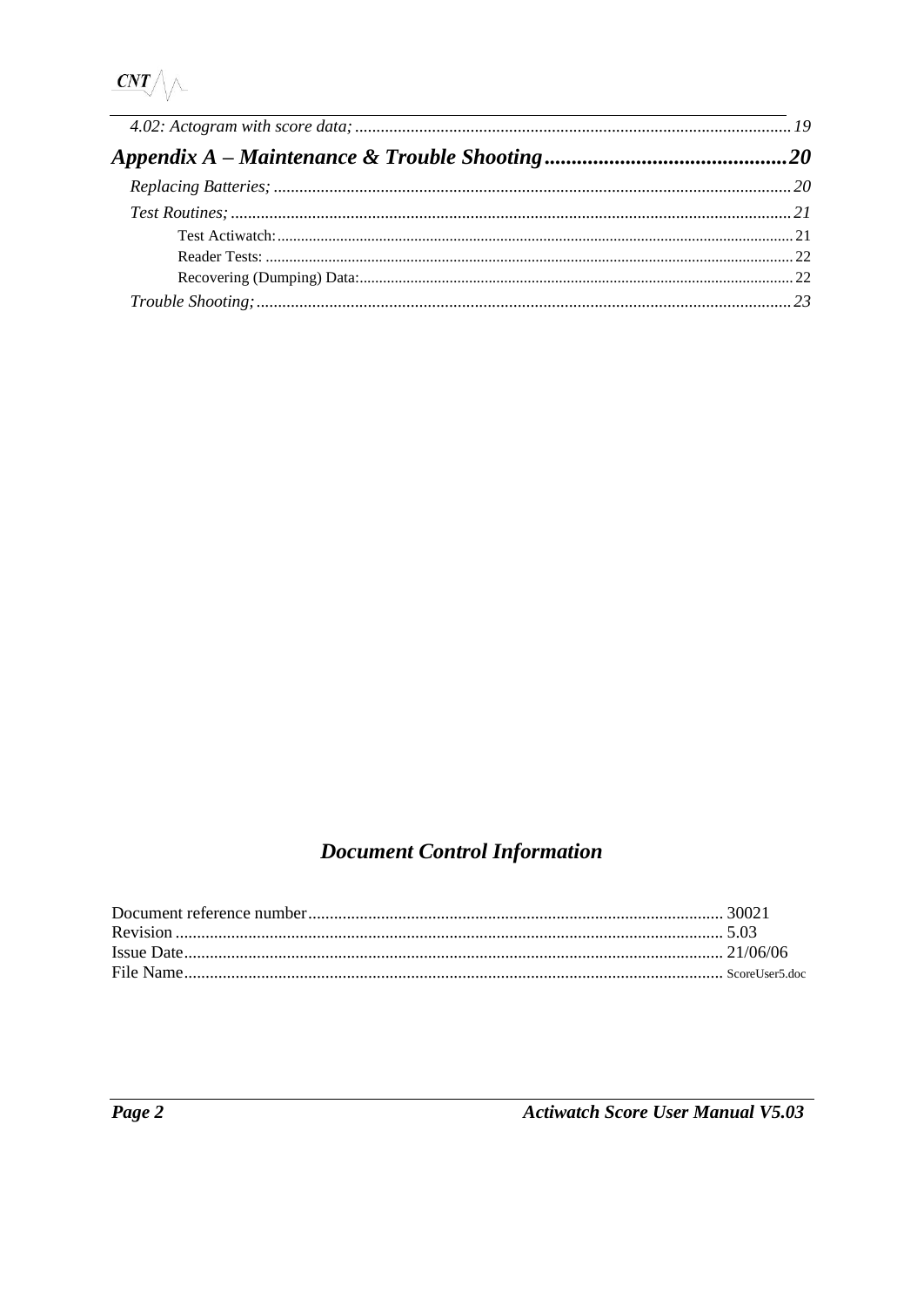*4.02: Actogram with score data;* ............................................................ *19*

***Appendix A – Maintenance & Trouble Shooting*** ........................................ ***20***

*Replacing Batteries;* ............................................................ *20*

*Test Routines;* ............................................................ *21*

Test Actiwatch: ............................................................ 21

Reader Tests: ............................................................ 22

Recovering (Dumping) Data: ............................................................ 22

*Trouble Shooting;* ............................................................ *23*

## *Document Control Information*

Document reference number ............................................................ 30021
Revision ............................................................ 5.03
Issue Date ............................................................ 21/06/06
File Name ............................................................ ScoreUser5.doc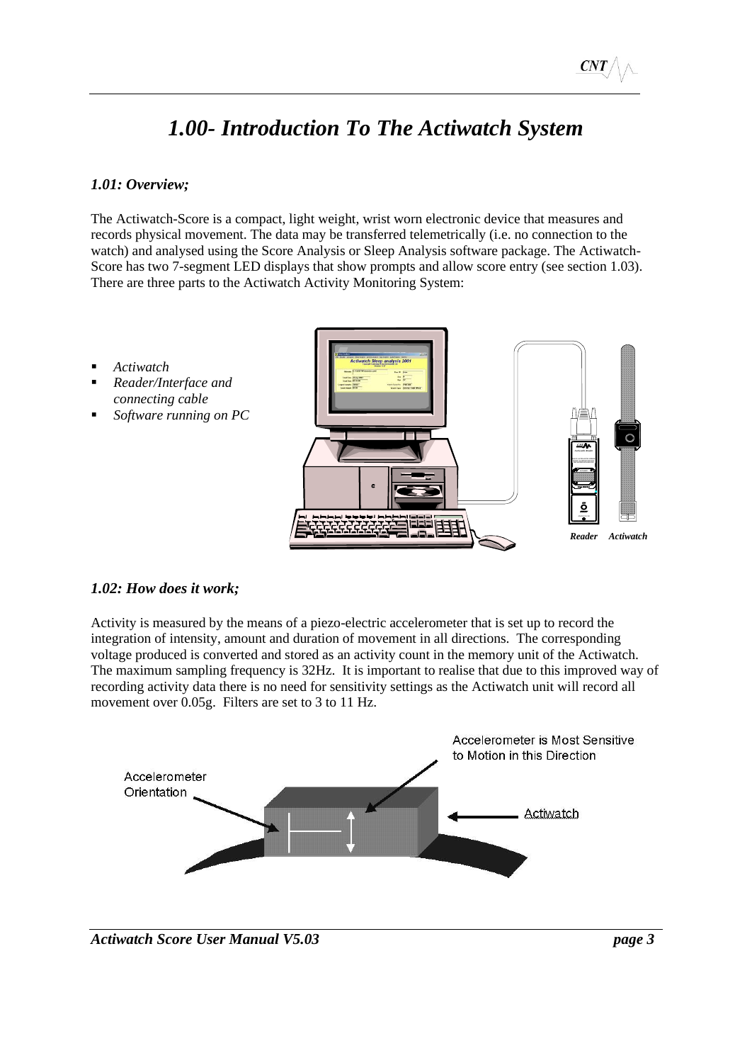# *1.00- Introduction To The Actiwatch System*

### *1.01: Overview;*

The Actiwatch-Score is a compact, light weight, wrist worn electronic device that measures and records physical movement. The data may be transferred telemetrically (i.e. no connection to the watch) and analysed using the Score Analysis or Sleep Analysis software package. The Actiwatch-Score has two 7-segment LED displays that show prompts and allow score entry (see section 1.03). There are three parts to the Actiwatch Activity Monitoring System:

- *Actiwatch*
- *Reader/Interface and connecting cable*
- *Software running on PC*

*Reader* *Actiwatch*

### *1.02: How does it work;*

Activity is measured by the means of a piezo-electric accelerometer that is set up to record the integration of intensity, amount and duration of movement in all directions. The corresponding voltage produced is converted and stored as an activity count in the memory unit of the Actiwatch. The maximum sampling frequency is 32Hz. It is important to realise that due to this improved way of recording activity data there is no need for sensitivity settings as the Actiwatch unit will record all movement over 0.05g. Filters are set to 3 to 11 Hz.

Accelerometer Orientation

Accelerometer is Most Sensitive to Motion in this Direction

Actiwatch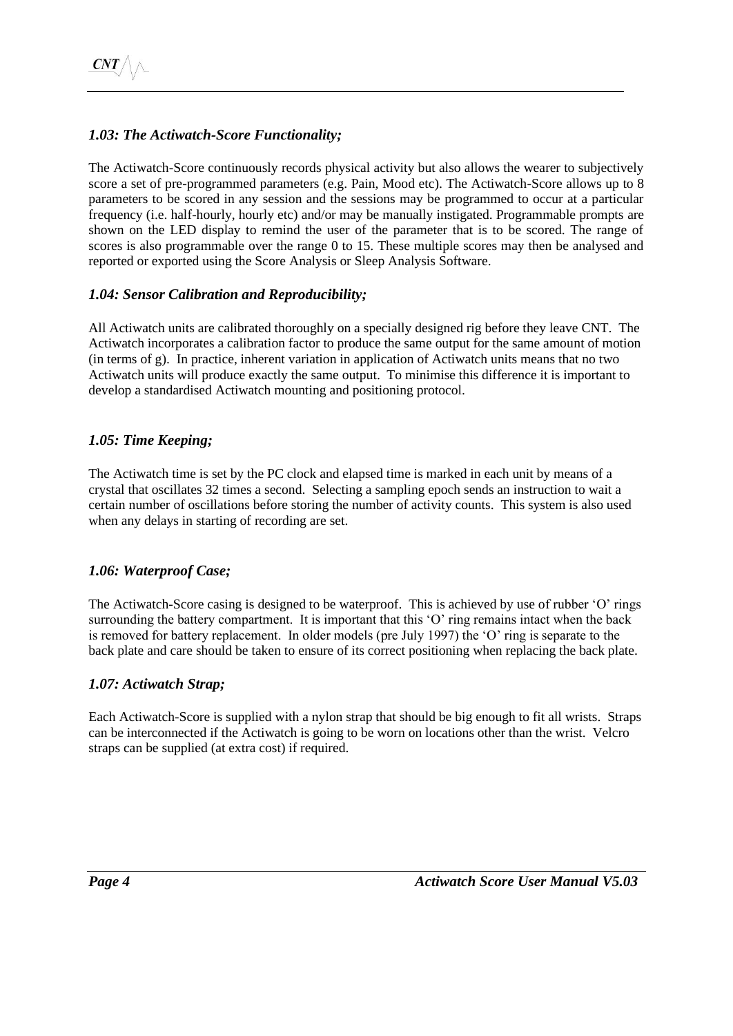### *1.03: The Actiwatch-Score Functionality;*

The Actiwatch-Score continuously records physical activity but also allows the wearer to subjectively score a set of pre-programmed parameters (e.g. Pain, Mood etc). The Actiwatch-Score allows up to 8 parameters to be scored in any session and the sessions may be programmed to occur at a particular frequency (i.e. half-hourly, hourly etc) and/or may be manually instigated. Programmable prompts are shown on the LED display to remind the user of the parameter that is to be scored. The range of scores is also programmable over the range 0 to 15. These multiple scores may then be analysed and reported or exported using the Score Analysis or Sleep Analysis Software.

### *1.04: Sensor Calibration and Reproducibility;*

All Actiwatch units are calibrated thoroughly on a specially designed rig before they leave CNT. The Actiwatch incorporates a calibration factor to produce the same output for the same amount of motion (in terms of g). In practice, inherent variation in application of Actiwatch units means that no two Actiwatch units will produce exactly the same output. To minimise this difference it is important to develop a standardised Actiwatch mounting and positioning protocol.

### *1.05: Time Keeping;*

The Actiwatch time is set by the PC clock and elapsed time is marked in each unit by means of a crystal that oscillates 32 times a second. Selecting a sampling epoch sends an instruction to wait a certain number of oscillations before storing the number of activity counts. This system is also used when any delays in starting of recording are set.

### *1.06: Waterproof Case;*

The Actiwatch-Score casing is designed to be waterproof. This is achieved by use of rubber 'O' rings surrounding the battery compartment. It is important that this 'O' ring remains intact when the back is removed for battery replacement. In older models (pre July 1997) the 'O' ring is separate to the back plate and care should be taken to ensure of its correct positioning when replacing the back plate.

### *1.07: Actiwatch Strap;*

Each Actiwatch-Score is supplied with a nylon strap that should be big enough to fit all wrists. Straps can be interconnected if the Actiwatch is going to be worn on locations other than the wrist. Velcro straps can be supplied (at extra cost) if required.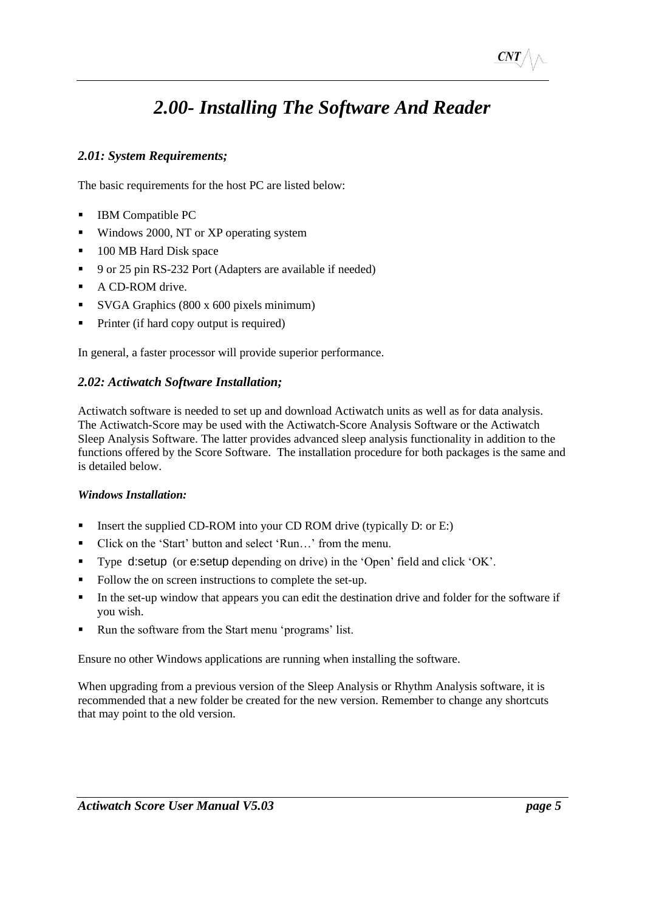# *2.00- Installing The Software And Reader*

## *2.01: System Requirements;*

The basic requirements for the host PC are listed below:

- IBM Compatible PC
- Windows 2000, NT or XP operating system
- 100 MB Hard Disk space
- 9 or 25 pin RS-232 Port (Adapters are available if needed)
- A CD-ROM drive.
- SVGA Graphics (800 x 600 pixels minimum)
- Printer (if hard copy output is required)

In general, a faster processor will provide superior performance.

## *2.02: Actiwatch Software Installation;*

Actiwatch software is needed to set up and download Actiwatch units as well as for data analysis. The Actiwatch-Score may be used with the Actiwatch-Score Analysis Software or the Actiwatch Sleep Analysis Software. The latter provides advanced sleep analysis functionality in addition to the functions offered by the Score Software. The installation procedure for both packages is the same and is detailed below.

### ***Windows Installation:***

- Insert the supplied CD-ROM into your CD ROM drive (typically D: or E:)
- Click on the 'Start' button and select 'Run…' from the menu.
- Type d:setup (or e:setup depending on drive) in the 'Open' field and click 'OK'.
- Follow the on screen instructions to complete the set-up.
- In the set-up window that appears you can edit the destination drive and folder for the software if you wish.
- Run the software from the Start menu 'programs' list.

Ensure no other Windows applications are running when installing the software.

When upgrading from a previous version of the Sleep Analysis or Rhythm Analysis software, it is recommended that a new folder be created for the new version. Remember to change any shortcuts that may point to the old version.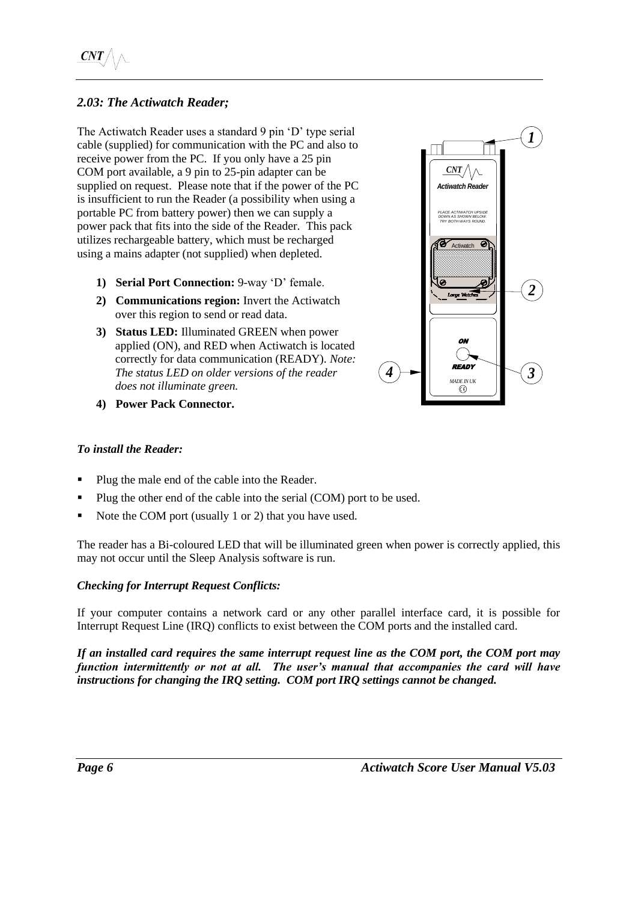### *2.03: The Actiwatch Reader;*

The Actiwatch Reader uses a standard 9 pin 'D' type serial cable (supplied) for communication with the PC and also to receive power from the PC. If you only have a 25 pin COM port available, a 9 pin to 25-pin adapter can be supplied on request. Please note that if the power of the PC is insufficient to run the Reader (a possibility when using a portable PC from battery power) then we can supply a power pack that fits into the side of the Reader. This pack utilizes rechargeable battery, which must be recharged using a mains adapter (not supplied) when depleted.

1) **Serial Port Connection:** 9-way 'D' female.
2) **Communications region:** Invert the Actiwatch over this region to send or read data.
3) **Status LED:** Illuminated GREEN when power applied (ON), and RED when Actiwatch is located correctly for data communication (READY). *Note: The status LED on older versions of the reader does not illuminate green.*
4) **Power Pack Connector.**

***To install the Reader:***

- Plug the male end of the cable into the Reader.
- Plug the other end of the cable into the serial (COM) port to be used.
- Note the COM port (usually 1 or 2) that you have used.

The reader has a Bi-coloured LED that will be illuminated green when power is correctly applied, this may not occur until the Sleep Analysis software is run.

***Checking for Interrupt Request Conflicts:***

If your computer contains a network card or any other parallel interface card, it is possible for Interrupt Request Line (IRQ) conflicts to exist between the COM ports and the installed card.

***If an installed card requires the same interrupt request line as the COM port, the COM port may function intermittently or not at all. The user's manual that accompanies the card will have instructions for changing the IRQ setting. COM port IRQ settings cannot be changed.***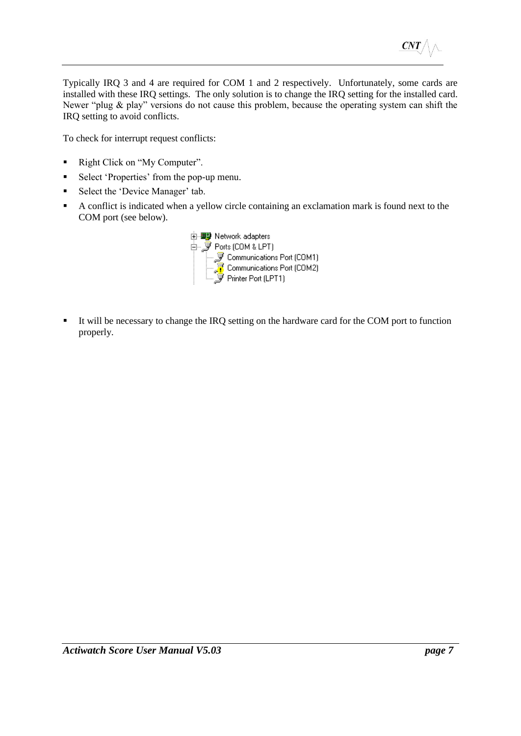Typically IRQ 3 and 4 are required for COM 1 and 2 respectively. Unfortunately, some cards are installed with these IRQ settings. The only solution is to change the IRQ setting for the installed card. Newer "plug & play" versions do not cause this problem, because the operating system can shift the IRQ setting to avoid conflicts.

To check for interrupt request conflicts:

- Right Click on "My Computer".
- Select 'Properties' from the pop-up menu.
- Select the 'Device Manager' tab.
- A conflict is indicated when a yellow circle containing an exclamation mark is found next to the COM port (see below).

- It will be necessary to change the IRQ setting on the hardware card for the COM port to function properly.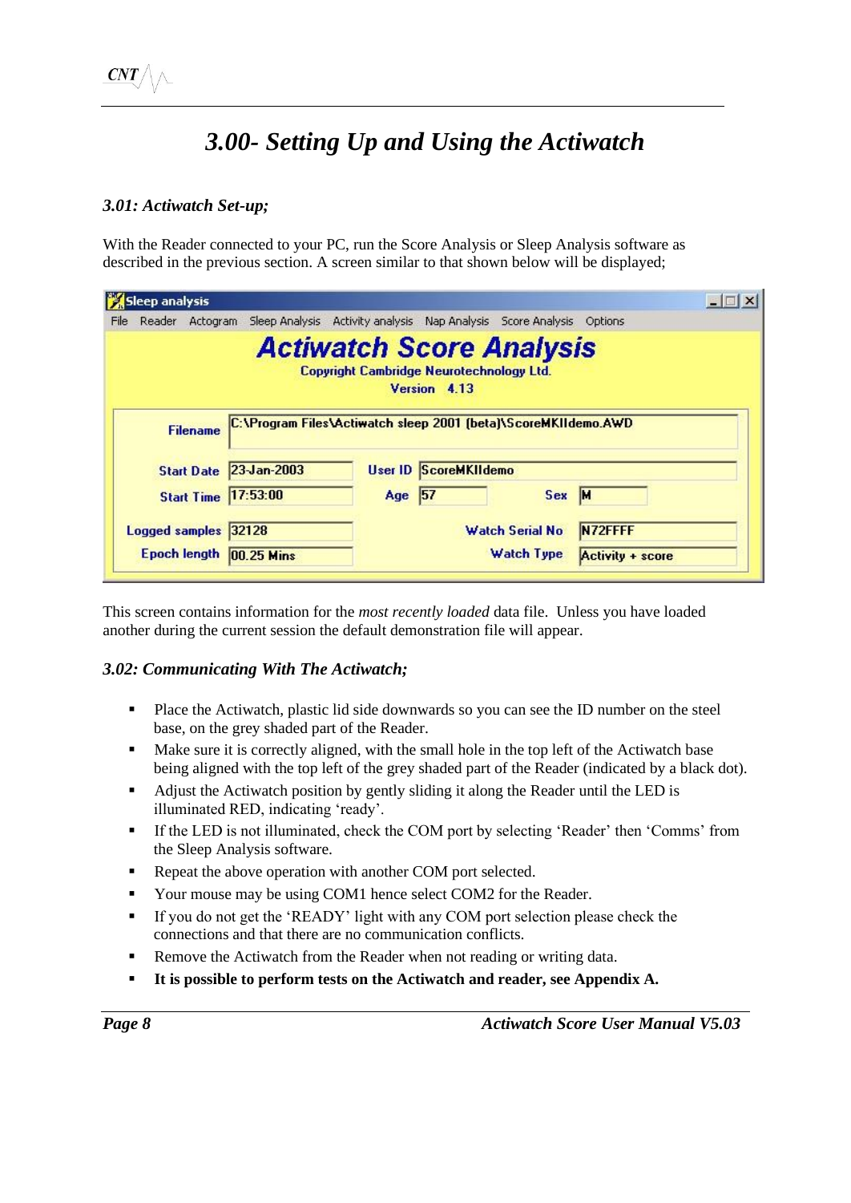# *3.00- Setting Up and Using the Actiwatch*

### *3.01: Actiwatch Set-up;*

With the Reader connected to your PC, run the Score Analysis or Sleep Analysis software as described in the previous section. A screen similar to that shown below will be displayed;

Sleep analysis

File Reader Actogram Sleep Analysis Activity analysis Nap Analysis Score Analysis Options

**Actiwatch Score Analysis**

Copyright Cambridge Neurotechnology Ltd.

Version 4.13

| | | | | | |
|---|---|---|---|---|---|
| Filename | C:\Program Files\Actiwatch sleep 2001 (beta)\ScoreMKIIdemo.AWD | | | | |
| Start Date | 23-Jan-2003 | User ID | ScoreMKIIdemo | | |
| Start Time | 17:53:00 | Age | 57 | Sex | M |
| Logged samples | 32128 | | | Watch Serial No | N72FFFF |
| Epoch length | 00.25 Mins | | | Watch Type | Activity + score |

This screen contains information for the *most recently loaded* data file. Unless you have loaded another during the current session the default demonstration file will appear.

### *3.02: Communicating With The Actiwatch;*

- Place the Actiwatch, plastic lid side downwards so you can see the ID number on the steel base, on the grey shaded part of the Reader.
- Make sure it is correctly aligned, with the small hole in the top left of the Actiwatch base being aligned with the top left of the grey shaded part of the Reader (indicated by a black dot).
- Adjust the Actiwatch position by gently sliding it along the Reader until the LED is illuminated RED, indicating 'ready'.
- If the LED is not illuminated, check the COM port by selecting 'Reader' then 'Comms' from the Sleep Analysis software.
- Repeat the above operation with another COM port selected.
- Your mouse may be using COM1 hence select COM2 for the Reader.
- If you do not get the 'READY' light with any COM port selection please check the connections and that there are no communication conflicts.
- Remove the Actiwatch from the Reader when not reading or writing data.
- **It is possible to perform tests on the Actiwatch and reader, see Appendix A.**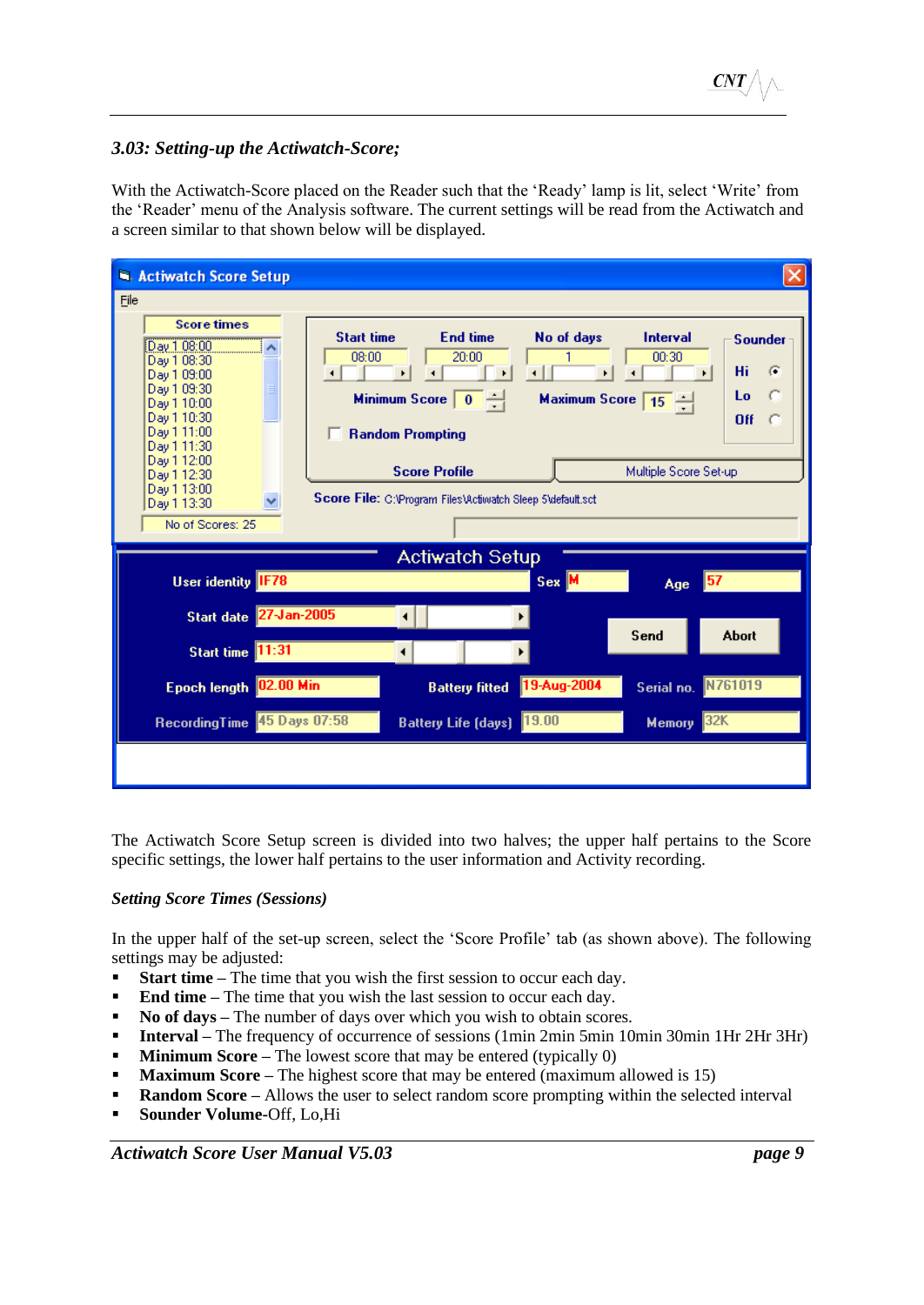### 3.03: Setting-up the Actiwatch-Score;

With the Actiwatch-Score placed on the Reader such that the 'Ready' lamp is lit, select 'Write' from the 'Reader' menu of the Analysis software. The current settings will be read from the Actiwatch and a screen similar to that shown below will be displayed.

The Actiwatch Score Setup screen is divided into two halves; the upper half pertains to the Score specific settings, the lower half pertains to the user information and Activity recording.

*Setting Score Times (Sessions)*

In the upper half of the set-up screen, select the 'Score Profile' tab (as shown above). The following settings may be adjusted:

- **Start time** – The time that you wish the first session to occur each day.
- **End time** – The time that you wish the last session to occur each day.
- **No of days** – The number of days over which you wish to obtain scores.
- **Interval** – The frequency of occurrence of sessions (1min 2min 5min 10min 30min 1Hr 2Hr 3Hr)
- **Minimum Score** – The lowest score that may be entered (typically 0)
- **Maximum Score** – The highest score that may be entered (maximum allowed is 15)
- **Random Score** – Allows the user to select random score prompting within the selected interval
- **Sounder Volume**-Off, Lo,Hi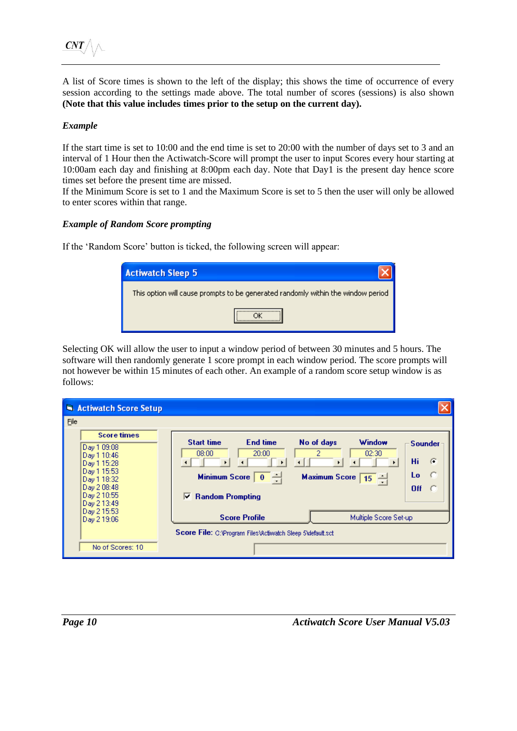A list of Score times is shown to the left of the display; this shows the time of occurrence of every session according to the settings made above. The total number of scores (sessions) is also shown **(Note that this value includes times prior to the setup on the current day).**

***Example***

If the start time is set to 10:00 and the end time is set to 20:00 with the number of days set to 3 and an interval of 1 Hour then the Actiwatch-Score will prompt the user to input Scores every hour starting at 10:00am each day and finishing at 8:00pm each day. Note that Day1 is the present day hence score times set before the present time are missed.
If the Minimum Score is set to 1 and the Maximum Score is set to 5 then the user will only be allowed to enter scores within that range.

***Example of Random Score prompting***

If the 'Random Score' button is ticked, the following screen will appear:

Selecting OK will allow the user to input a window period of between 30 minutes and 5 hours. The software will then randomly generate 1 score prompt in each window period. The score prompts will not however be within 15 minutes of each other. An example of a random score setup window is as follows: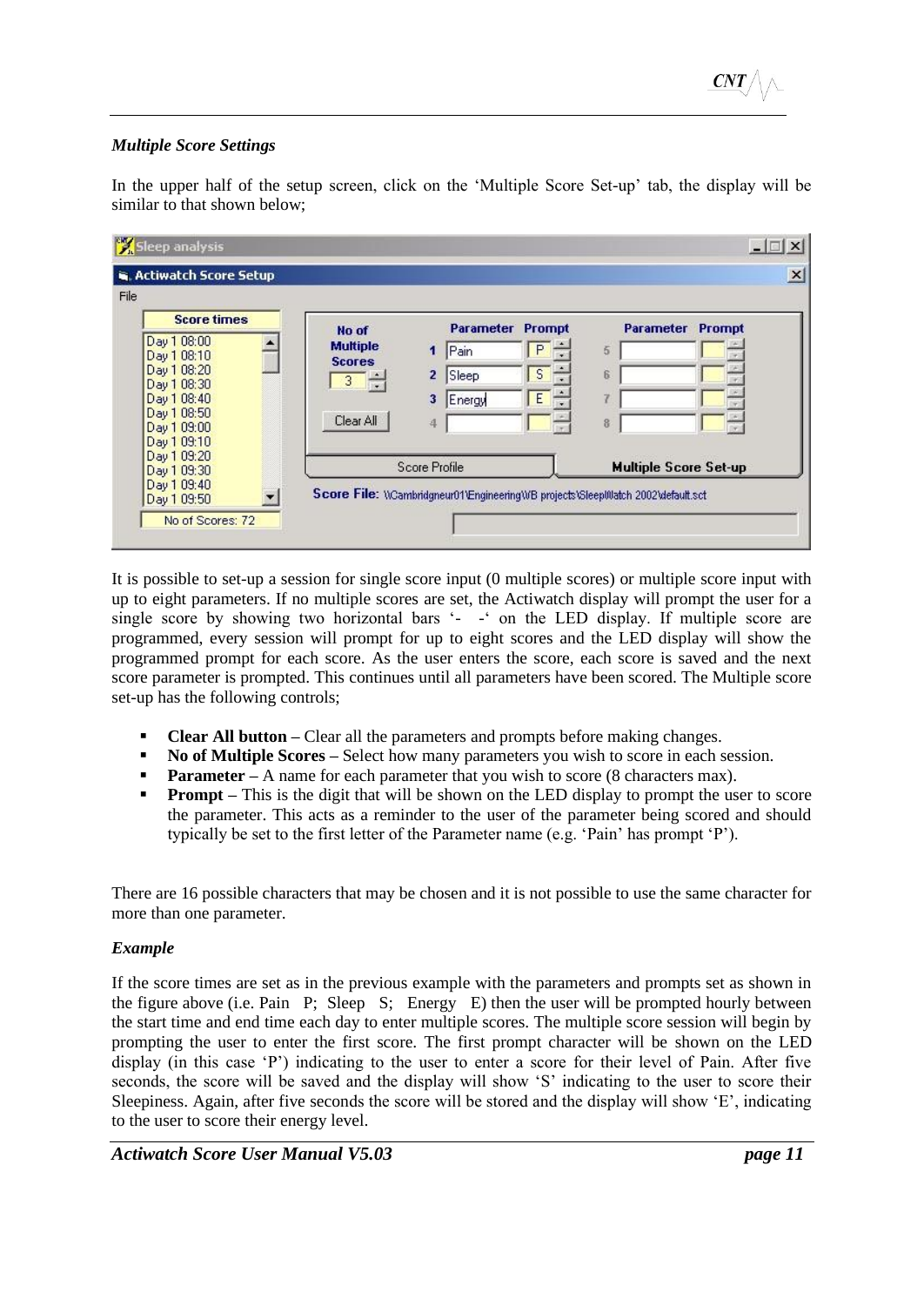### *Multiple Score Settings*

In the upper half of the setup screen, click on the 'Multiple Score Set-up' tab, the display will be similar to that shown below;

It is possible to set-up a session for single score input (0 multiple scores) or multiple score input with up to eight parameters. If no multiple scores are set, the Actiwatch display will prompt the user for a single score by showing two horizontal bars '- -' on the LED display. If multiple score are programmed, every session will prompt for up to eight scores and the LED display will show the programmed prompt for each score. As the user enters the score, each score is saved and the next score parameter is prompted. This continues until all parameters have been scored. The Multiple score set-up has the following controls;

- **Clear All button –** Clear all the parameters and prompts before making changes.
- **No of Multiple Scores –** Select how many parameters you wish to score in each session.
- **Parameter –** A name for each parameter that you wish to score (8 characters max).
- **Prompt –** This is the digit that will be shown on the LED display to prompt the user to score the parameter. This acts as a reminder to the user of the parameter being scored and should typically be set to the first letter of the Parameter name (e.g. 'Pain' has prompt 'P').

There are 16 possible characters that may be chosen and it is not possible to use the same character for more than one parameter.

### *Example*

If the score times are set as in the previous example with the parameters and prompts set as shown in the figure above (i.e. Pain P; Sleep S; Energy E) then the user will be prompted hourly between the start time and end time each day to enter multiple scores. The multiple score session will begin by prompting the user to enter the first score. The first prompt character will be shown on the LED display (in this case 'P') indicating to the user to enter a score for their level of Pain. After five seconds, the score will be saved and the display will show 'S' indicating to the user to score their Sleepiness. Again, after five seconds the score will be stored and the display will show 'E', indicating to the user to score their energy level.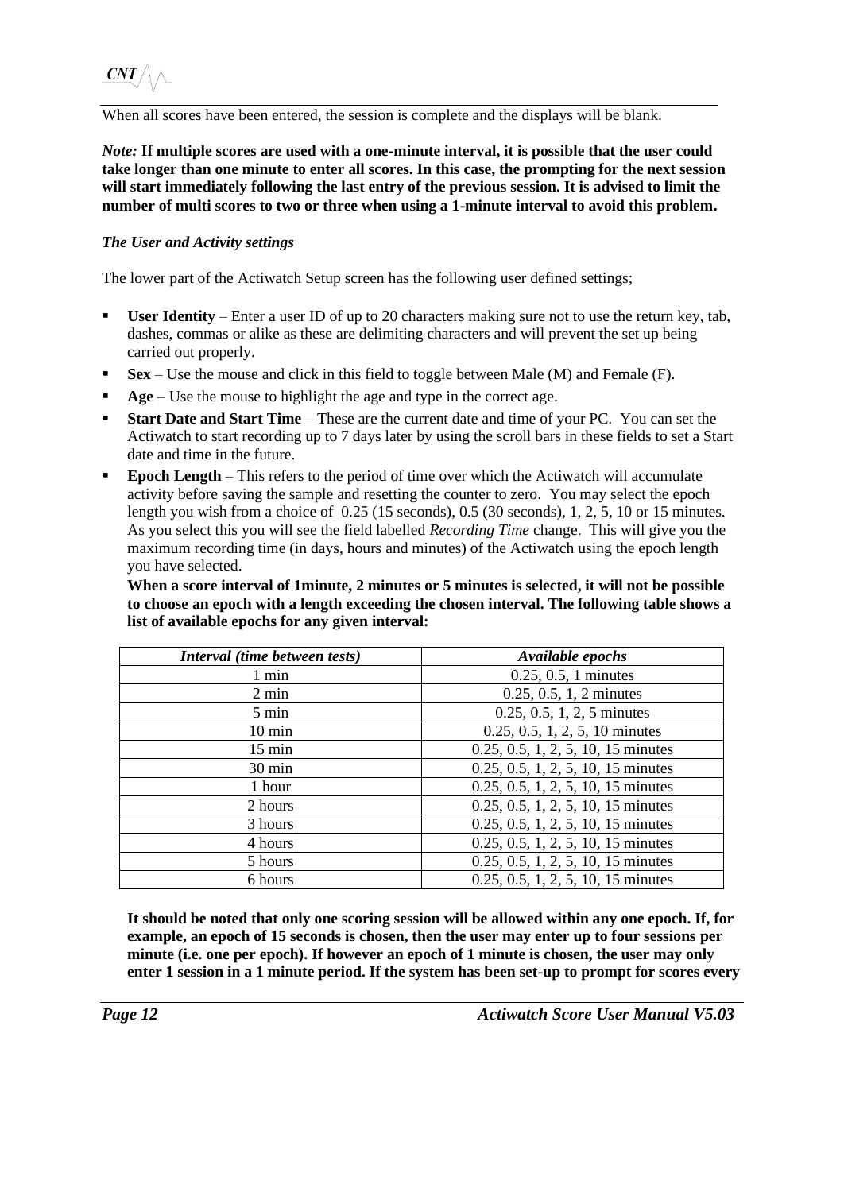When all scores have been entered, the session is complete and the displays will be blank.

*Note:* **If multiple scores are used with a one-minute interval, it is possible that the user could take longer than one minute to enter all scores. In this case, the prompting for the next session will start immediately following the last entry of the previous session. It is advised to limit the number of multi scores to two or three when using a 1-minute interval to avoid this problem.**

***The User and Activity settings***

The lower part of the Actiwatch Setup screen has the following user defined settings;

- **User Identity** – Enter a user ID of up to 20 characters making sure not to use the return key, tab, dashes, commas or alike as these are delimiting characters and will prevent the set up being carried out properly.
- **Sex** – Use the mouse and click in this field to toggle between Male (M) and Female (F).
- **Age** – Use the mouse to highlight the age and type in the correct age.
- **Start Date and Start Time** – These are the current date and time of your PC. You can set the Actiwatch to start recording up to 7 days later by using the scroll bars in these fields to set a Start date and time in the future.
- **Epoch Length** – This refers to the period of time over which the Actiwatch will accumulate activity before saving the sample and resetting the counter to zero. You may select the epoch length you wish from a choice of 0.25 (15 seconds), 0.5 (30 seconds), 1, 2, 5, 10 or 15 minutes. As you select this you will see the field labelled *Recording Time* change. This will give you the maximum recording time (in days, hours and minutes) of the Actiwatch using the epoch length you have selected.

  **When a score interval of 1minute, 2 minutes or 5 minutes is selected, it will not be possible to choose an epoch with a length exceeding the chosen interval. The following table shows a list of available epochs for any given interval:**

| *Interval (time between tests)* | *Available epochs* |
|---|---|
| 1 min | 0.25, 0.5, 1 minutes |
| 2 min | 0.25, 0.5, 1, 2 minutes |
| 5 min | 0.25, 0.5, 1, 2, 5 minutes |
| 10 min | 0.25, 0.5, 1, 2, 5, 10 minutes |
| 15 min | 0.25, 0.5, 1, 2, 5, 10, 15 minutes |
| 30 min | 0.25, 0.5, 1, 2, 5, 10, 15 minutes |
| 1 hour | 0.25, 0.5, 1, 2, 5, 10, 15 minutes |
| 2 hours | 0.25, 0.5, 1, 2, 5, 10, 15 minutes |
| 3 hours | 0.25, 0.5, 1, 2, 5, 10, 15 minutes |
| 4 hours | 0.25, 0.5, 1, 2, 5, 10, 15 minutes |
| 5 hours | 0.25, 0.5, 1, 2, 5, 10, 15 minutes |
| 6 hours | 0.25, 0.5, 1, 2, 5, 10, 15 minutes |

**It should be noted that only one scoring session will be allowed within any one epoch. If, for example, an epoch of 15 seconds is chosen, then the user may enter up to four sessions per minute (i.e. one per epoch). If however an epoch of 1 minute is chosen, the user may only enter 1 session in a 1 minute period. If the system has been set-up to prompt for scores every**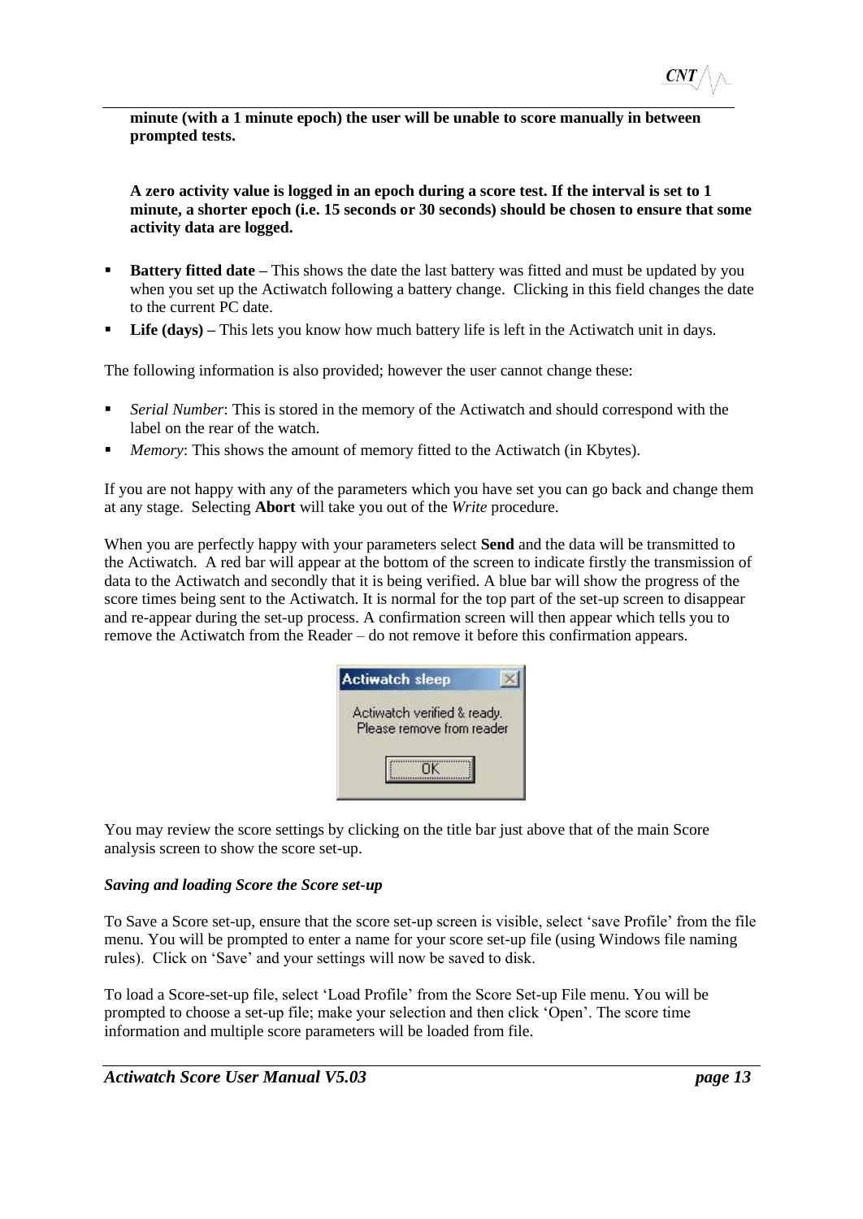**minute (with a 1 minute epoch) the user will be unable to score manually in between prompted tests.**

**A zero activity value is logged in an epoch during a score test. If the interval is set to 1 minute, a shorter epoch (i.e. 15 seconds or 30 seconds) should be chosen to ensure that some activity data are logged.**

- **Battery fitted date –** This shows the date the last battery was fitted and must be updated by you when you set up the Actiwatch following a battery change. Clicking in this field changes the date to the current PC date.
- **Life (days) –** This lets you know how much battery life is left in the Actiwatch unit in days.

The following information is also provided; however the user cannot change these:

- *Serial Number*: This is stored in the memory of the Actiwatch and should correspond with the label on the rear of the watch.
- *Memory*: This shows the amount of memory fitted to the Actiwatch (in Kbytes).

If you are not happy with any of the parameters which you have set you can go back and change them at any stage. Selecting **Abort** will take you out of the *Write* procedure.

When you are perfectly happy with your parameters select **Send** and the data will be transmitted to the Actiwatch. A red bar will appear at the bottom of the screen to indicate firstly the transmission of data to the Actiwatch and secondly that it is being verified. A blue bar will show the progress of the score times being sent to the Actiwatch. It is normal for the top part of the set-up screen to disappear and re-appear during the set-up process. A confirmation screen will then appear which tells you to remove the Actiwatch from the Reader – do not remove it before this confirmation appears.

Actiwatch sleep

Actiwatch verified & ready.
Please remove from reader

OK

You may review the score settings by clicking on the title bar just above that of the main Score analysis screen to show the score set-up.

***Saving and loading Score the Score set-up***

To Save a Score set-up, ensure that the score set-up screen is visible, select 'save Profile' from the file menu. You will be prompted to enter a name for your score set-up file (using Windows file naming rules). Click on 'Save' and your settings will now be saved to disk.

To load a Score-set-up file, select 'Load Profile' from the Score Set-up File menu. You will be prompted to choose a set-up file; make your selection and then click 'Open'. The score time information and multiple score parameters will be loaded from file.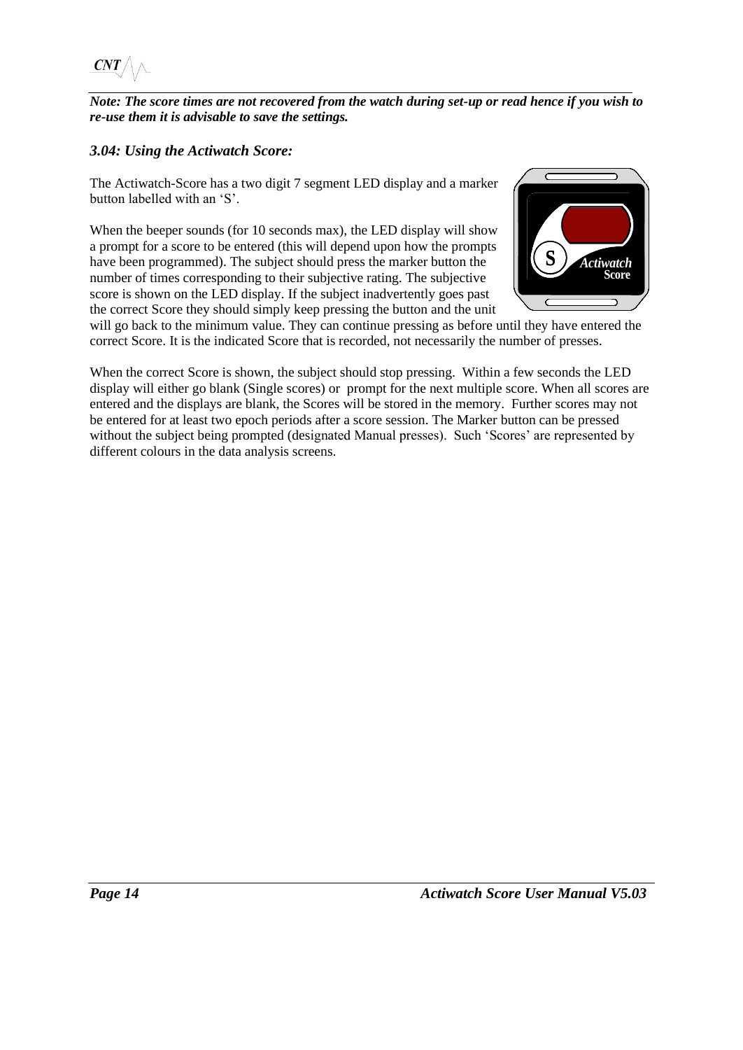***Note: The score times are not recovered from the watch during set-up or read hence if you wish to re-use them it is advisable to save the settings.***

### *3.04: Using the Actiwatch Score:*

The Actiwatch-Score has a two digit 7 segment LED display and a marker button labelled with an 'S'.

When the beeper sounds (for 10 seconds max), the LED display will show a prompt for a score to be entered (this will depend upon how the prompts have been programmed). The subject should press the marker button the number of times corresponding to their subjective rating. The subjective score is shown on the LED display. If the subject inadvertently goes past the correct Score they should simply keep pressing the button and the unit will go back to the minimum value. They can continue pressing as before until they have entered the correct Score. It is the indicated Score that is recorded, not necessarily the number of presses.

When the correct Score is shown, the subject should stop pressing. Within a few seconds the LED display will either go blank (Single scores) or prompt for the next multiple score. When all scores are entered and the displays are blank, the Scores will be stored in the memory. Further scores may not be entered for at least two epoch periods after a score session. The Marker button can be pressed without the subject being prompted (designated Manual presses). Such 'Scores' are represented by different colours in the data analysis screens.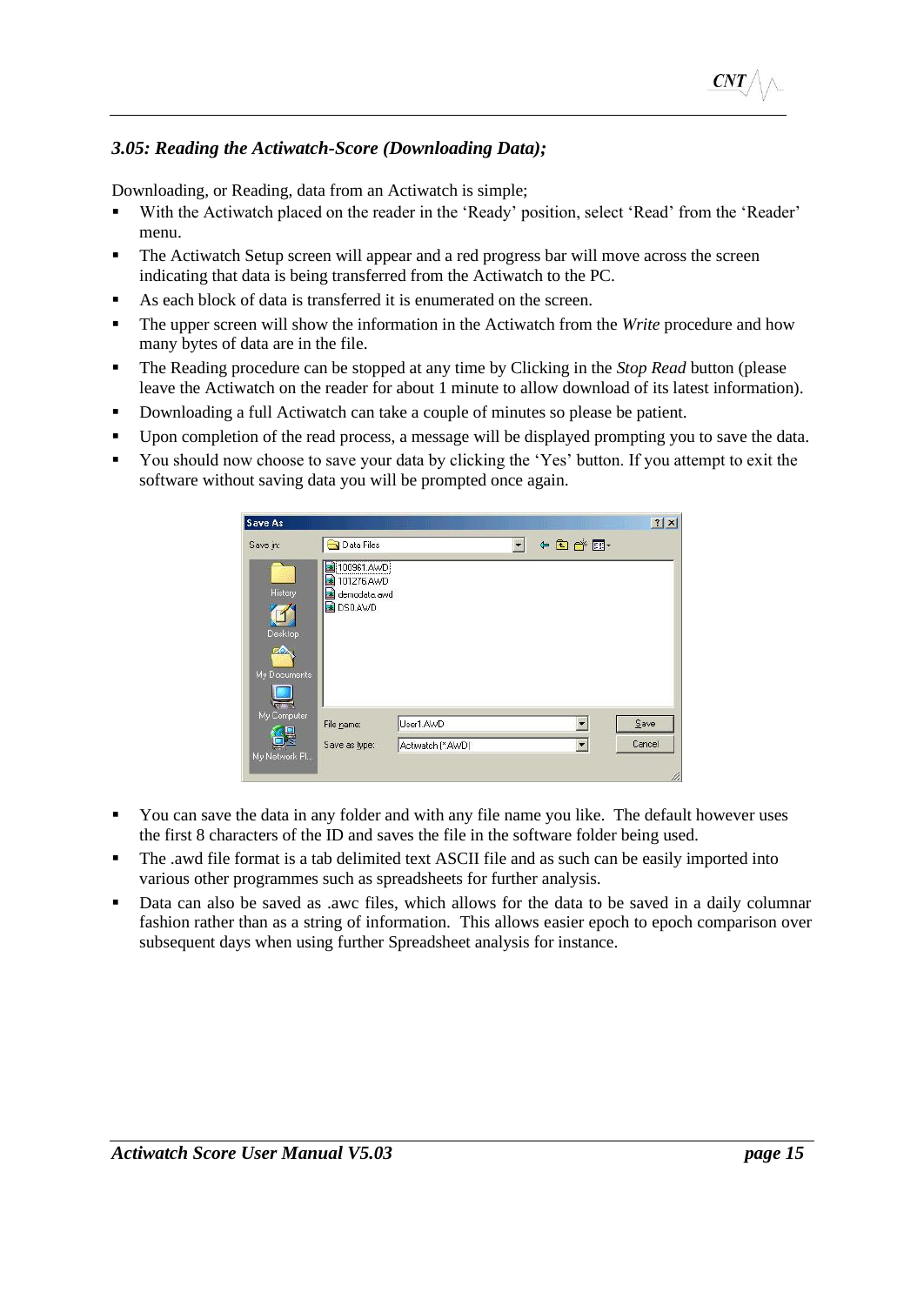### *3.05: Reading the Actiwatch-Score (Downloading Data);*

Downloading, or Reading, data from an Actiwatch is simple;

- With the Actiwatch placed on the reader in the 'Ready' position, select 'Read' from the 'Reader' menu.
- The Actiwatch Setup screen will appear and a red progress bar will move across the screen indicating that data is being transferred from the Actiwatch to the PC.
- As each block of data is transferred it is enumerated on the screen.
- The upper screen will show the information in the Actiwatch from the *Write* procedure and how many bytes of data are in the file.
- The Reading procedure can be stopped at any time by Clicking in the *Stop Read* button (please leave the Actiwatch on the reader for about 1 minute to allow download of its latest information).
- Downloading a full Actiwatch can take a couple of minutes so please be patient.
- Upon completion of the read process, a message will be displayed prompting you to save the data.
- You should now choose to save your data by clicking the 'Yes' button. If you attempt to exit the software without saving data you will be prompted once again.

- You can save the data in any folder and with any file name you like. The default however uses the first 8 characters of the ID and saves the file in the software folder being used.
- The .awd file format is a tab delimited text ASCII file and as such can be easily imported into various other programmes such as spreadsheets for further analysis.
- Data can also be saved as .awc files, which allows for the data to be saved in a daily columnar fashion rather than as a string of information. This allows easier epoch to epoch comparison over subsequent days when using further Spreadsheet analysis for instance.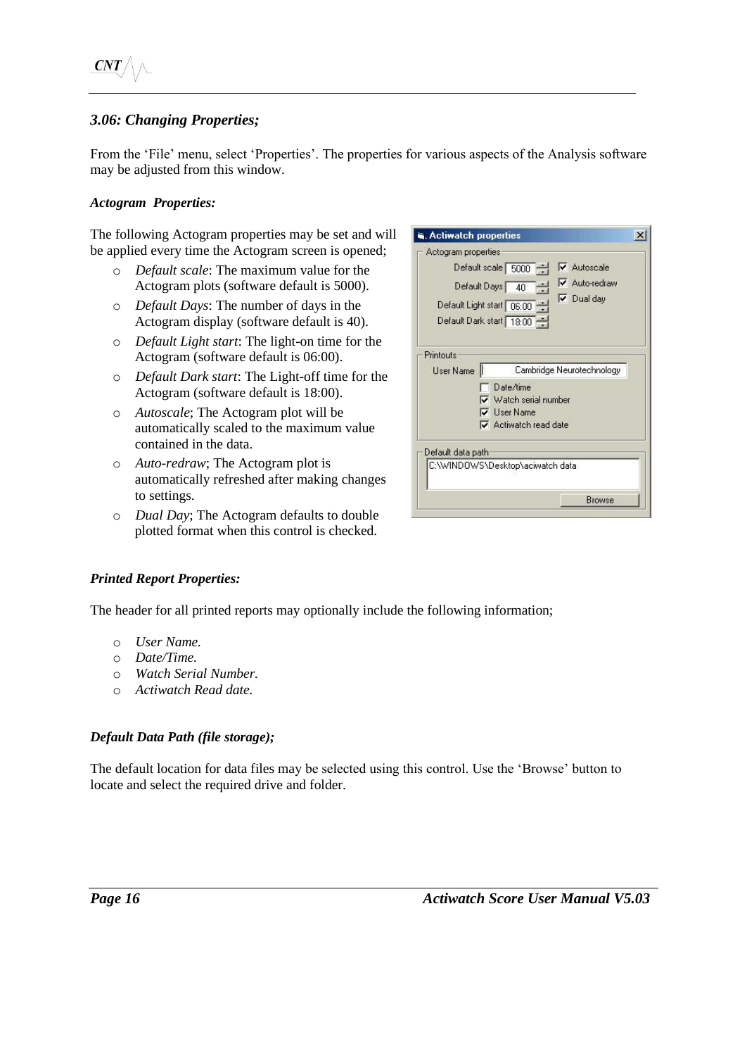### *3.06: Changing Properties;*

From the 'File' menu, select 'Properties'. The properties for various aspects of the Analysis software may be adjusted from this window.

#### *Actogram Properties:*

The following Actogram properties may be set and will be applied every time the Actogram screen is opened;

- *Default scale*: The maximum value for the Actogram plots (software default is 5000).
- *Default Days*: The number of days in the Actogram display (software default is 40).
- *Default Light start*: The light-on time for the Actogram (software default is 06:00).
- *Default Dark start*: The Light-off time for the Actogram (software default is 18:00).
- *Autoscale*; The Actogram plot will be automatically scaled to the maximum value contained in the data.
- *Auto-redraw*; The Actogram plot is automatically refreshed after making changes to settings.
- *Dual Day*; The Actogram defaults to double plotted format when this control is checked.

#### *Printed Report Properties:*

The header for all printed reports may optionally include the following information;

- *User Name.*
- *Date/Time.*
- *Watch Serial Number.*
- *Actiwatch Read date.*

#### *Default Data Path (file storage);*

The default location for data files may be selected using this control. Use the 'Browse' button to locate and select the required drive and folder.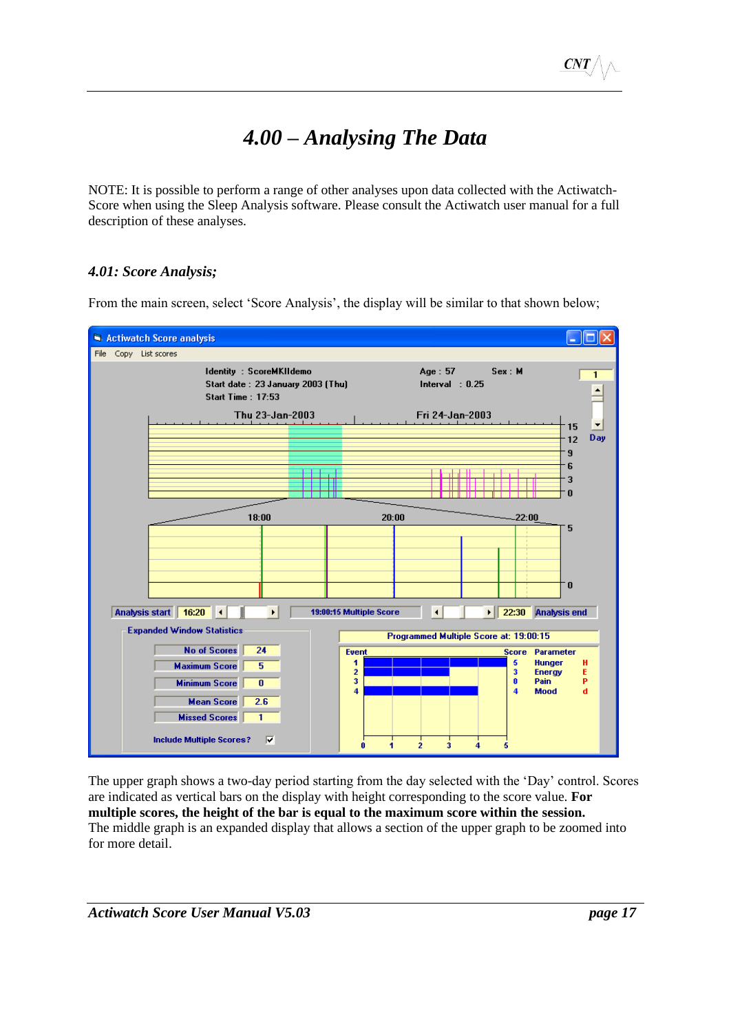# *4.00 – Analysing The Data*

NOTE: It is possible to perform a range of other analyses upon data collected with the Actiwatch-Score when using the Sleep Analysis software. Please consult the Actiwatch user manual for a full description of these analyses.

## *4.01: Score Analysis;*

From the main screen, select 'Score Analysis', the display will be similar to that shown below;

The upper graph shows a two-day period starting from the day selected with the 'Day' control. Scores are indicated as vertical bars on the display with height corresponding to the score value. **For multiple scores, the height of the bar is equal to the maximum score within the session.**
The middle graph is an expanded display that allows a section of the upper graph to be zoomed into for more detail.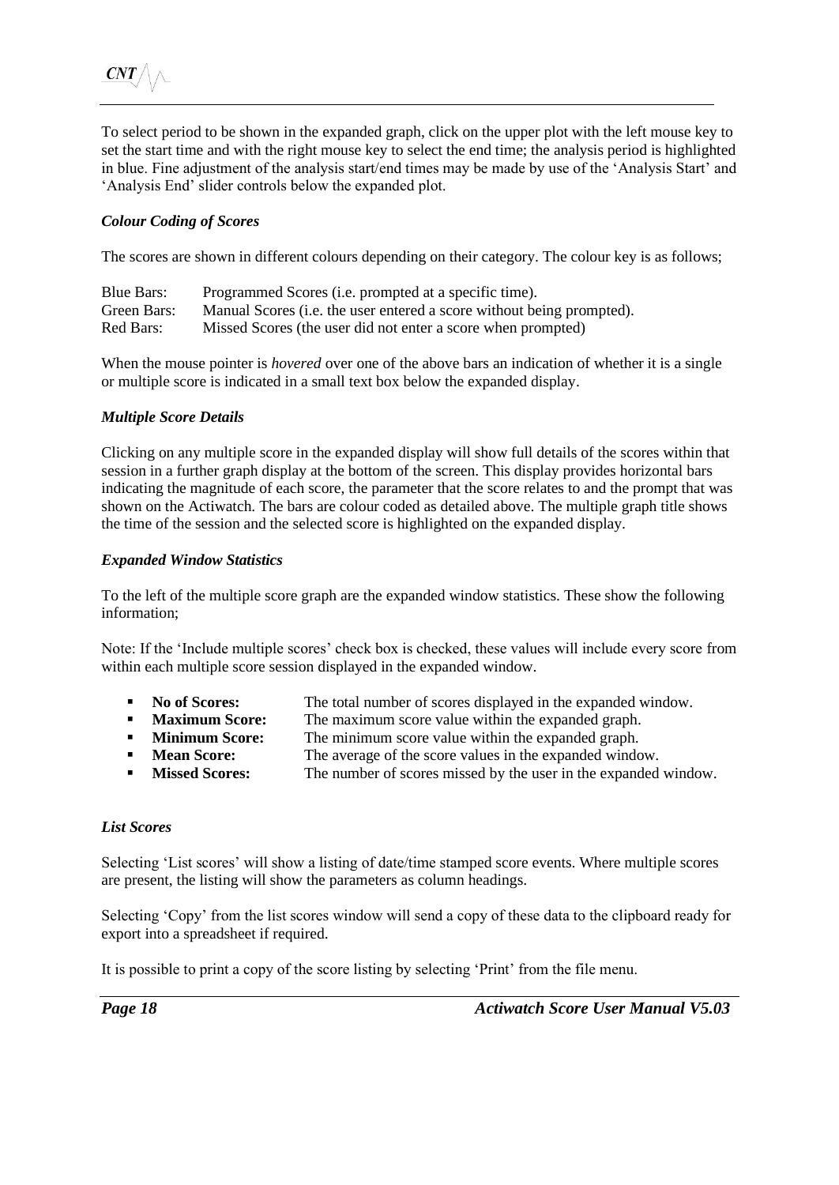To select period to be shown in the expanded graph, click on the upper plot with the left mouse key to set the start time and with the right mouse key to select the end time; the analysis period is highlighted in blue. Fine adjustment of the analysis start/end times may be made by use of the 'Analysis Start' and 'Analysis End' slider controls below the expanded plot.

### *Colour Coding of Scores*

The scores are shown in different colours depending on their category. The colour key is as follows;

| | |
|---|---|
| Blue Bars: | Programmed Scores (i.e. prompted at a specific time). |
| Green Bars: | Manual Scores (i.e. the user entered a score without being prompted). |
| Red Bars: | Missed Scores (the user did not enter a score when prompted) |

When the mouse pointer is *hovered* over one of the above bars an indication of whether it is a single or multiple score is indicated in a small text box below the expanded display.

### *Multiple Score Details*

Clicking on any multiple score in the expanded display will show full details of the scores within that session in a further graph display at the bottom of the screen. This display provides horizontal bars indicating the magnitude of each score, the parameter that the score relates to and the prompt that was shown on the Actiwatch. The bars are colour coded as detailed above. The multiple graph title shows the time of the session and the selected score is highlighted on the expanded display.

### *Expanded Window Statistics*

To the left of the multiple score graph are the expanded window statistics. These show the following information;

Note: If the 'Include multiple scores' check box is checked, these values will include every score from within each multiple score session displayed in the expanded window.

- **No of Scores:** The total number of scores displayed in the expanded window.
- **Maximum Score:** The maximum score value within the expanded graph.
- **Minimum Score:** The minimum score value within the expanded graph.
- **Mean Score:** The average of the score values in the expanded window.
- **Missed Scores:** The number of scores missed by the user in the expanded window.

### *List Scores*

Selecting 'List scores' will show a listing of date/time stamped score events. Where multiple scores are present, the listing will show the parameters as column headings.

Selecting 'Copy' from the list scores window will send a copy of these data to the clipboard ready for export into a spreadsheet if required.

It is possible to print a copy of the score listing by selecting 'Print' from the file menu.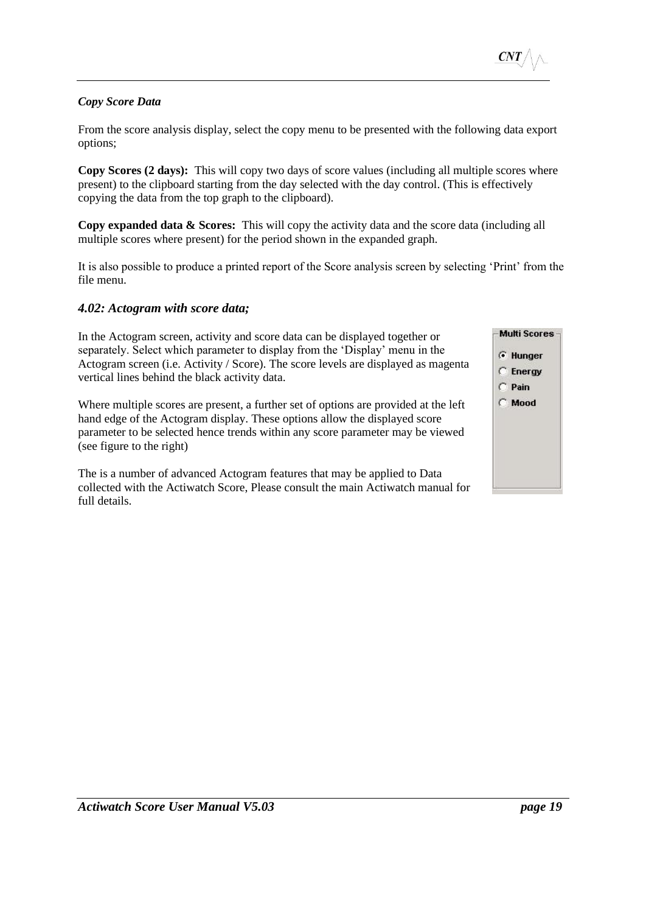*Copy Score Data*

From the score analysis display, select the copy menu to be presented with the following data export options;

**Copy Scores (2 days):** This will copy two days of score values (including all multiple scores where present) to the clipboard starting from the day selected with the day control. (This is effectively copying the data from the top graph to the clipboard).

**Copy expanded data & Scores:** This will copy the activity data and the score data (including all multiple scores where present) for the period shown in the expanded graph.

It is also possible to produce a printed report of the Score analysis screen by selecting 'Print' from the file menu.

### *4.02: Actogram with score data;*

In the Actogram screen, activity and score data can be displayed together or separately. Select which parameter to display from the 'Display' menu in the Actogram screen (i.e. Activity / Score). The score levels are displayed as magenta vertical lines behind the black activity data.

Where multiple scores are present, a further set of options are provided at the left hand edge of the Actogram display. These options allow the displayed score parameter to be selected hence trends within any score parameter may be viewed (see figure to the right)

Multi Scores
- Hunger
- Energy
- Pain
- Mood

The is a number of advanced Actogram features that may be applied to Data collected with the Actiwatch Score, Please consult the main Actiwatch manual for full details.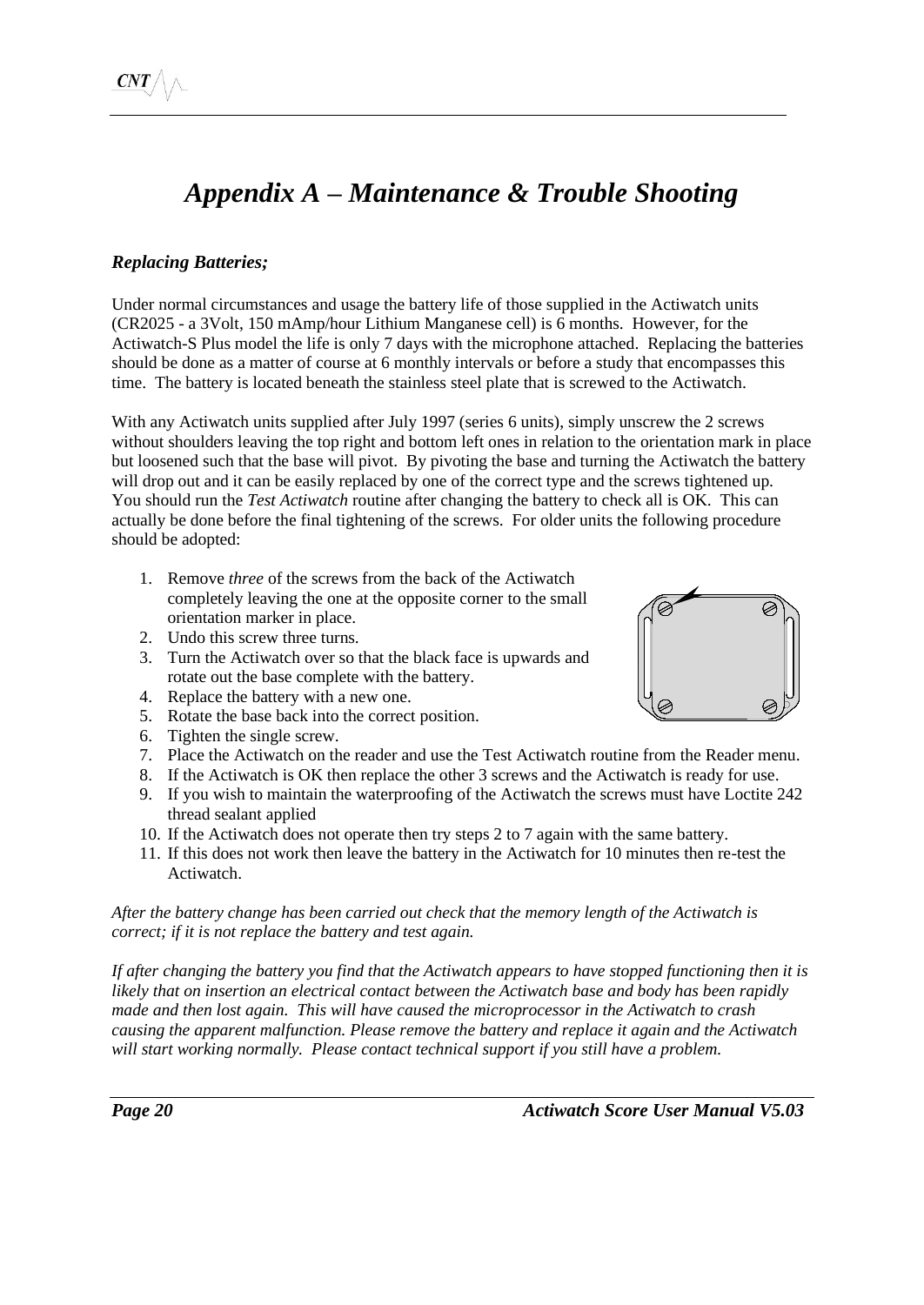# *Appendix A – Maintenance & Trouble Shooting*

### *Replacing Batteries;*

Under normal circumstances and usage the battery life of those supplied in the Actiwatch units (CR2025 - a 3Volt, 150 mAmp/hour Lithium Manganese cell) is 6 months. However, for the Actiwatch-S Plus model the life is only 7 days with the microphone attached. Replacing the batteries should be done as a matter of course at 6 monthly intervals or before a study that encompasses this time. The battery is located beneath the stainless steel plate that is screwed to the Actiwatch.

With any Actiwatch units supplied after July 1997 (series 6 units), simply unscrew the 2 screws without shoulders leaving the top right and bottom left ones in relation to the orientation mark in place but loosened such that the base will pivot. By pivoting the base and turning the Actiwatch the battery will drop out and it can be easily replaced by one of the correct type and the screws tightened up. You should run the *Test Actiwatch* routine after changing the battery to check all is OK. This can actually be done before the final tightening of the screws. For older units the following procedure should be adopted:

1. Remove *three* of the screws from the back of the Actiwatch completely leaving the one at the opposite corner to the small orientation marker in place.
2. Undo this screw three turns.
3. Turn the Actiwatch over so that the black face is upwards and rotate out the base complete with the battery.
4. Replace the battery with a new one.
5. Rotate the base back into the correct position.
6. Tighten the single screw.
7. Place the Actiwatch on the reader and use the Test Actiwatch routine from the Reader menu.
8. If the Actiwatch is OK then replace the other 3 screws and the Actiwatch is ready for use.
9. If you wish to maintain the waterproofing of the Actiwatch the screws must have Loctite 242 thread sealant applied
10. If the Actiwatch does not operate then try steps 2 to 7 again with the same battery.
11. If this does not work then leave the battery in the Actiwatch for 10 minutes then re-test the Actiwatch.

*After the battery change has been carried out check that the memory length of the Actiwatch is correct; if it is not replace the battery and test again.*

*If after changing the battery you find that the Actiwatch appears to have stopped functioning then it is likely that on insertion an electrical contact between the Actiwatch base and body has been rapidly made and then lost again. This will have caused the microprocessor in the Actiwatch to crash causing the apparent malfunction. Please remove the battery and replace it again and the Actiwatch will start working normally. Please contact technical support if you still have a problem.*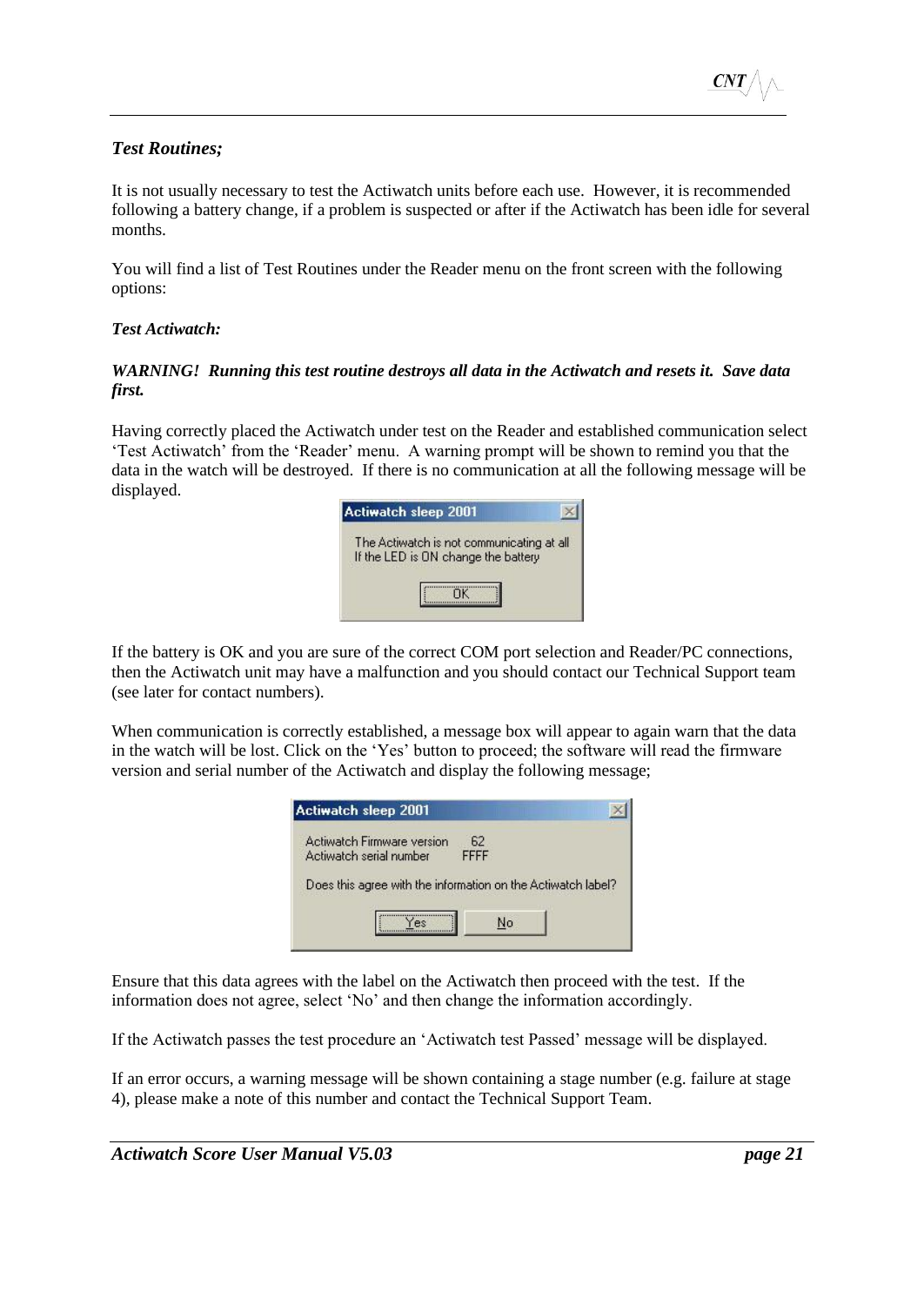*Test Routines;*

It is not usually necessary to test the Actiwatch units before each use.  However, it is recommended following a battery change, if a problem is suspected or after if the Actiwatch has been idle for several months.

You will find a list of Test Routines under the Reader menu on the front screen with the following options:

***Test Actiwatch:***

***WARNING!  Running this test routine destroys all data in the Actiwatch and resets it.  Save data first.***

Having correctly placed the Actiwatch under test on the Reader and established communication select 'Test Actiwatch' from the 'Reader' menu.  A warning prompt will be shown to remind you that the data in the watch will be destroyed.  If there is no communication at all the following message will be displayed.

Actiwatch sleep 2001

The Actiwatch is not communicating at all
If the LED is ON change the battery

OK

If the battery is OK and you are sure of the correct COM port selection and Reader/PC connections, then the Actiwatch unit may have a malfunction and you should contact our Technical Support team (see later for contact numbers).

When communication is correctly established, a message box will appear to again warn that the data in the watch will be lost. Click on the 'Yes' button to proceed; the software will read the firmware version and serial number of the Actiwatch and display the following message;

Actiwatch sleep 2001

Actiwatch Firmware version    62
Actiwatch serial number    FFFF

Does this agree with the information on the Actiwatch label?

Yes    No

Ensure that this data agrees with the label on the Actiwatch then proceed with the test.  If the information does not agree, select 'No' and then change the information accordingly.

If the Actiwatch passes the test procedure an 'Actiwatch test Passed' message will be displayed.

If an error occurs, a warning message will be shown containing a stage number (e.g. failure at stage 4), please make a note of this number and contact the Technical Support Team.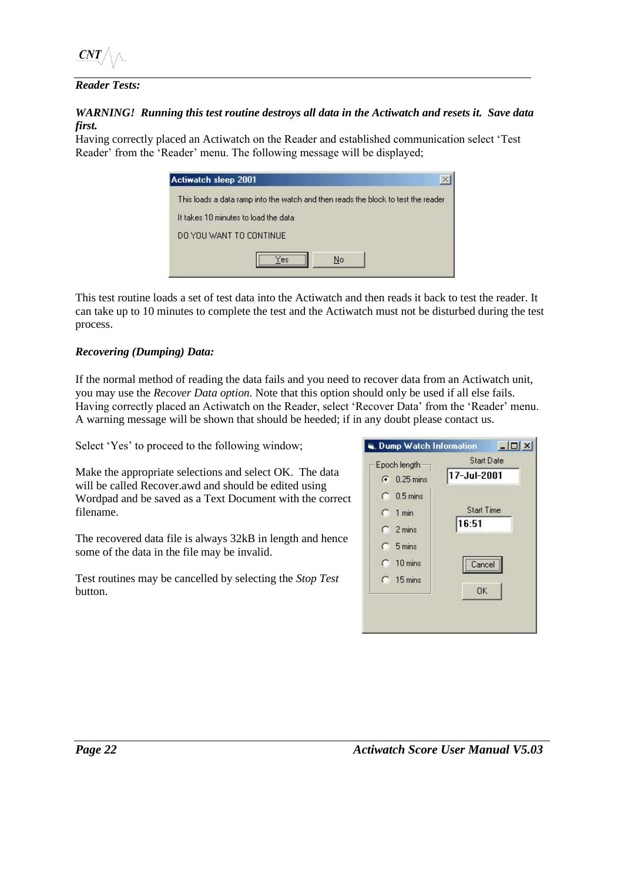***Reader Tests:***

***WARNING! Running this test routine destroys all data in the Actiwatch and resets it. Save data first.***

Having correctly placed an Actiwatch on the Reader and established communication select 'Test Reader' from the 'Reader' menu. The following message will be displayed;

This test routine loads a set of test data into the Actiwatch and then reads it back to test the reader. It can take up to 10 minutes to complete the test and the Actiwatch must not be disturbed during the test process.

***Recovering (Dumping) Data:***

If the normal method of reading the data fails and you need to recover data from an Actiwatch unit, you may use the *Recover Data option.* Note that this option should only be used if all else fails. Having correctly placed an Actiwatch on the Reader, select 'Recover Data' from the 'Reader' menu. A warning message will be shown that should be heeded; if in any doubt please contact us.

Select 'Yes' to proceed to the following window;

Make the appropriate selections and select OK. The data will be called Recover.awd and should be edited using Wordpad and be saved as a Text Document with the correct filename.

The recovered data file is always 32kB in length and hence some of the data in the file may be invalid.

Test routines may be cancelled by selecting the *Stop Test* button.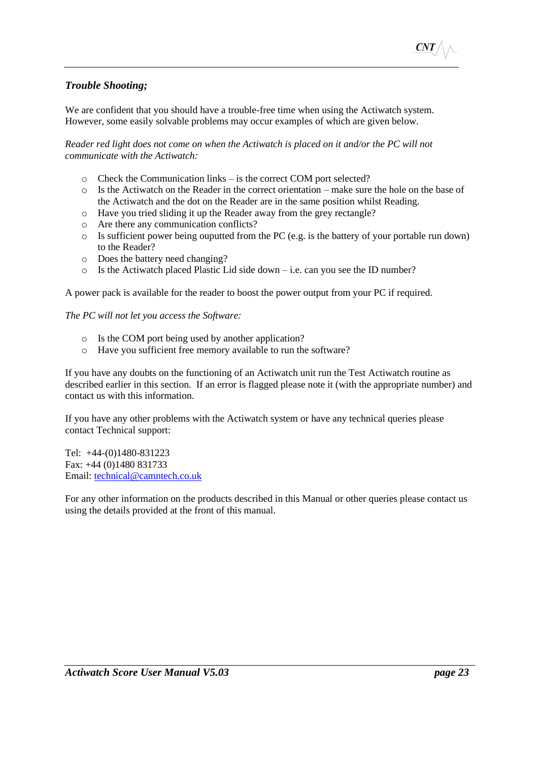### *Trouble Shooting;*

We are confident that you should have a trouble-free time when using the Actiwatch system. However, some easily solvable problems may occur examples of which are given below.

*Reader red light does not come on when the Actiwatch is placed on it and/or the PC will not communicate with the Actiwatch:*

- Check the Communication links – is the correct COM port selected?
- Is the Actiwatch on the Reader in the correct orientation – make sure the hole on the base of the Actiwatch and the dot on the Reader are in the same position whilst Reading.
- Have you tried sliding it up the Reader away from the grey rectangle?
- Are there any communication conflicts?
- Is sufficient power being ouputted from the PC (e.g. is the battery of your portable run down) to the Reader?
- Does the battery need changing?
- Is the Actiwatch placed Plastic Lid side down – i.e. can you see the ID number?

A power pack is available for the reader to boost the power output from your PC if required.

*The PC will not let you access the Software:*

- Is the COM port being used by another application?
- Have you sufficient free memory available to run the software?

If you have any doubts on the functioning of an Actiwatch unit run the Test Actiwatch routine as described earlier in this section. If an error is flagged please note it (with the appropriate number) and contact us with this information.

If you have any other problems with the Actiwatch system or have any technical queries please contact Technical support:

Tel: +44-(0)1480-831223
Fax: +44 (0)1480 831733
Email: technical@camntech.co.uk

For any other information on the products described in this Manual or other queries please contact us using the details provided at the front of this manual.